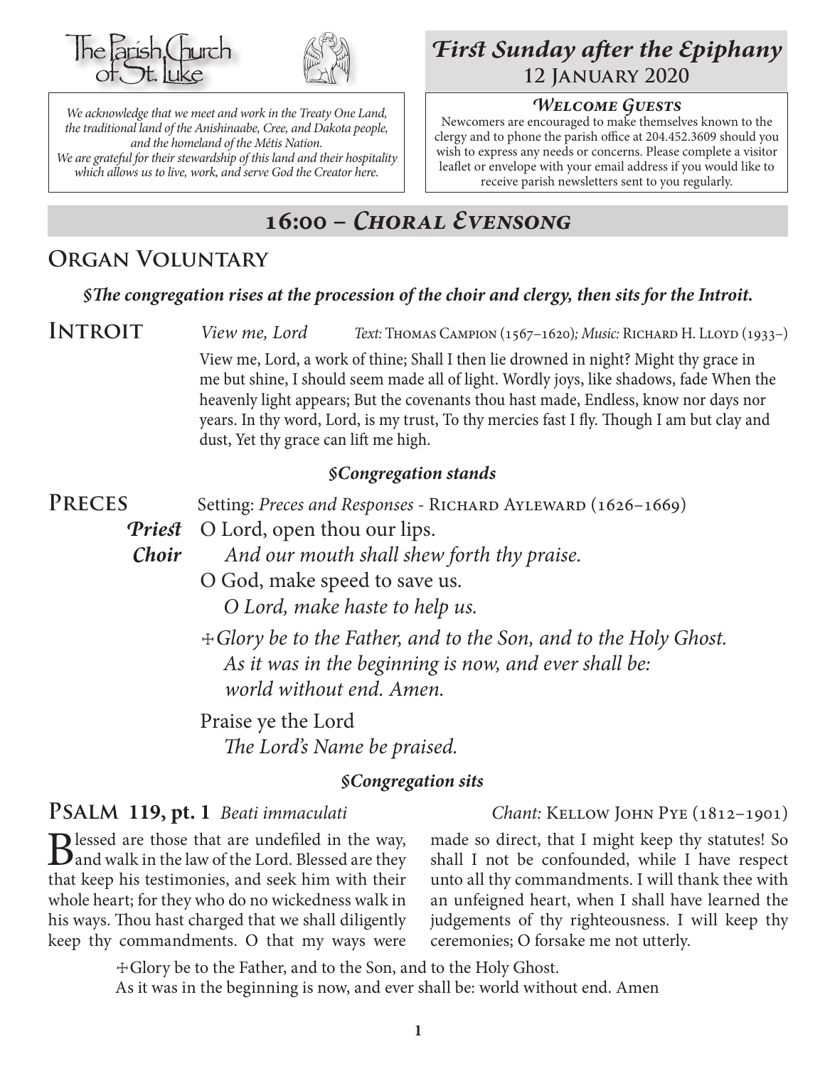The Parish Church of St. Luke

*We acknowledge that we meet and work in the Treaty One Land, the traditional land of the Anishinaabe, Cree, and Dakota people, and the homeland of the Métis Nation. We are grateful for their stewardship of this land and their hospitality which allows us to live, work, and serve God the Creator here.*

# *First Sunday after the Epiphany*
## 12 January 2020

### *Welcome Guests*

Newcomers are encouraged to make themselves known to the clergy and to phone the parish office at 204.452.3609 should you wish to express any needs or concerns. Please complete a visitor leaflet or envelope with your email address if you would like to receive parish newsletters sent to you regularly.

## 16:00 – *Choral Evensong*

## Organ Voluntary

***§The congregation rises at the procession of the choir and clergy, then sits for the Introit.***

## Introit

*View me, Lord* *Text:* Thomas Campion (1567–1620)*; Music:* Richard H. Lloyd (1933–)

View me, Lord, a work of thine; Shall I then lie drowned in night? Might thy grace in me but shine, I should seem made all of light. Wordly joys, like shadows, fade When the heavenly light appears; But the covenants thou hast made, Endless, know nor days nor years. In thy word, Lord, is my trust, To thy mercies fast I fly. Though I am but clay and dust, Yet thy grace can lift me high.

***§Congregation stands***

## Preces

Setting: *Preces and Responses* - Richard Ayleward (1626–1669)

***Priest*** O Lord, open thou our lips.
***Choir*** *And our mouth shall shew forth thy praise.*

O God, make speed to save us.
*O Lord, make haste to help us.*

☩*Glory be to the Father, and to the Son, and to the Holy Ghost.*
*As it was in the beginning is now, and ever shall be:*
*world without end. Amen.*

Praise ye the Lord
*The Lord's Name be praised.*

***§Congregation sits***

## Psalm 119, pt. 1 *Beati immaculati*

*Chant:* Kellow John Pye (1812–1901)

Blessed are those that are undefiled in the way, and walk in the law of the Lord. Blessed are they that keep his testimonies, and seek him with their whole heart; for they who do no wickedness walk in his ways. Thou hast charged that we shall diligently keep thy commandments. O that my ways were made so direct, that I might keep thy statutes! So shall I not be confounded, while I have respect unto all thy commandments. I will thank thee with an unfeigned heart, when I shall have learned the judgements of thy righteousness. I will keep thy ceremonies; O forsake me not utterly.

☩Glory be to the Father, and to the Son, and to the Holy Ghost.
As it was in the beginning is now, and ever shall be: world without end. Amen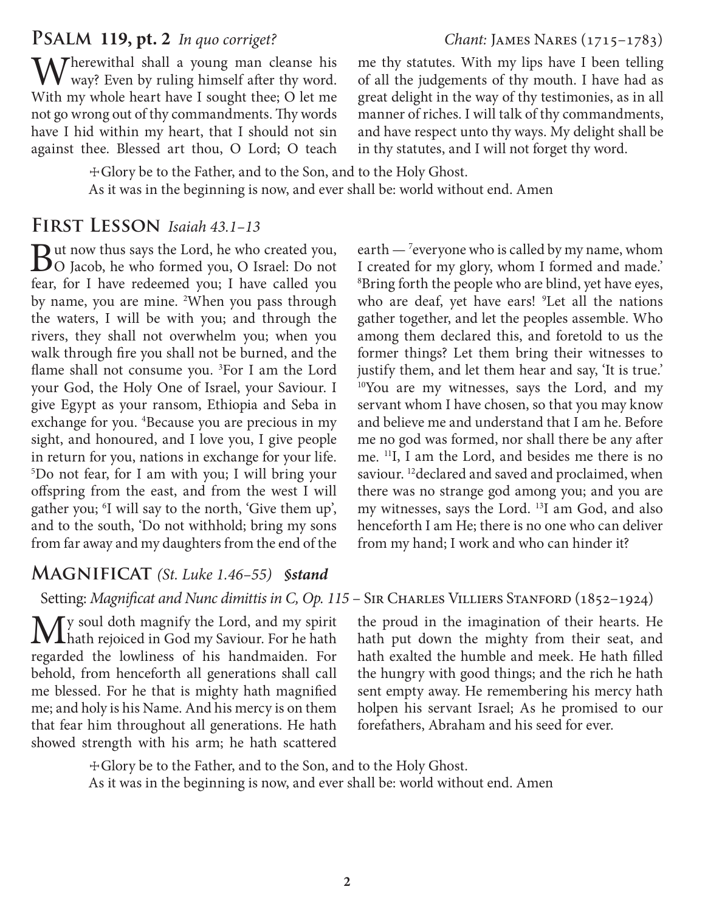## Psalm 119, pt. 2 *In quo corriget?*

*Chant:* James Nares (1715–1783)

Wherewithal shall a young man cleanse his way? Even by ruling himself after thy word. With my whole heart have I sought thee; O let me not go wrong out of thy commandments. Thy words have I hid within my heart, that I should not sin against thee. Blessed art thou, O Lord; O teach me thy statutes. With my lips have I been telling of all the judgements of thy mouth. I have had as great delight in the way of thy testimonies, as in all manner of riches. I will talk of thy commandments, and have respect unto thy ways. My delight shall be in thy statutes, and I will not forget thy word.

> ☩Glory be to the Father, and to the Son, and to the Holy Ghost.
> As it was in the beginning is now, and ever shall be: world without end. Amen

## First Lesson *Isaiah 43.1–13*

But now thus says the Lord, he who created you, O Jacob, he who formed you, O Israel: Do not fear, for I have redeemed you; I have called you by name, you are mine. [2]When you pass through the waters, I will be with you; and through the rivers, they shall not overwhelm you; when you walk through fire you shall not be burned, and the flame shall not consume you. [3]For I am the Lord your God, the Holy One of Israel, your Saviour. I give Egypt as your ransom, Ethiopia and Seba in exchange for you. [4]Because you are precious in my sight, and honoured, and I love you, I give people in return for you, nations in exchange for your life. [5]Do not fear, for I am with you; I will bring your offspring from the east, and from the west I will gather you; [6]I will say to the north, 'Give them up', and to the south, 'Do not withhold; bring my sons from far away and my daughters from the end of the earth — [7]everyone who is called by my name, whom I created for my glory, whom I formed and made.' [8]Bring forth the people who are blind, yet have eyes, who are deaf, yet have ears! [9]Let all the nations gather together, and let the peoples assemble. Who among them declared this, and foretold to us the former things? Let them bring their witnesses to justify them, and let them hear and say, 'It is true.' [10]You are my witnesses, says the Lord, and my servant whom I have chosen, so that you may know and believe me and understand that I am he. Before me no god was formed, nor shall there be any after me. [11]I, I am the Lord, and besides me there is no saviour. [12]declared and saved and proclaimed, when there was no strange god among you; and you are my witnesses, says the Lord. [13]I am God, and also henceforth I am He; there is no one who can deliver from my hand; I work and who can hinder it?

## Magnificat *(St. Luke 1.46–55)* ***§stand***

Setting: *Magnificat and Nunc dimittis in C, Op. 115* – Sir Charles Villiers Stanford (1852–1924)

My soul doth magnify the Lord, and my spirit hath rejoiced in God my Saviour. For he hath regarded the lowliness of his handmaiden. For behold, from henceforth all generations shall call me blessed. For he that is mighty hath magnified me; and holy is his Name. And his mercy is on them that fear him throughout all generations. He hath showed strength with his arm; he hath scattered the proud in the imagination of their hearts. He hath put down the mighty from their seat, and hath exalted the humble and meek. He hath filled the hungry with good things; and the rich he hath sent empty away. He remembering his mercy hath holpen his servant Israel; As he promised to our forefathers, Abraham and his seed for ever.

> ☩Glory be to the Father, and to the Son, and to the Holy Ghost.
> As it was in the beginning is now, and ever shall be: world without end. Amen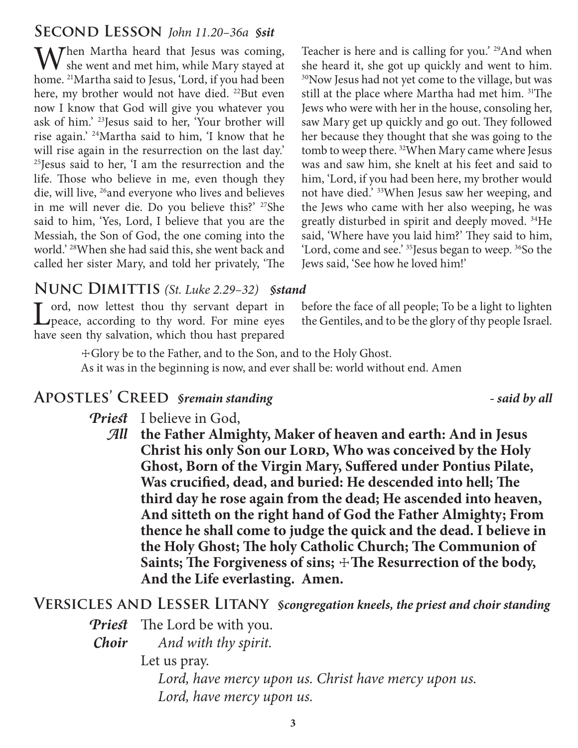## Second Lesson *John 11.20–36a* ***§sit***

When Martha heard that Jesus was coming, she went and met him, while Mary stayed at home. [21]Martha said to Jesus, 'Lord, if you had been here, my brother would not have died. [22]But even now I know that God will give you whatever you ask of him.' [23]Jesus said to her, 'Your brother will rise again.' [24]Martha said to him, 'I know that he will rise again in the resurrection on the last day.' [25]Jesus said to her, 'I am the resurrection and the life. Those who believe in me, even though they die, will live, [26]and everyone who lives and believes in me will never die. Do you believe this?' [27]She said to him, 'Yes, Lord, I believe that you are the Messiah, the Son of God, the one coming into the world.' [28]When she had said this, she went back and called her sister Mary, and told her privately, 'The Teacher is here and is calling for you.' [29]And when she heard it, she got up quickly and went to him. [30]Now Jesus had not yet come to the village, but was still at the place where Martha had met him. [31]The Jews who were with her in the house, consoling her, saw Mary get up quickly and go out. They followed her because they thought that she was going to the tomb to weep there. [32]When Mary came where Jesus was and saw him, she knelt at his feet and said to him, 'Lord, if you had been here, my brother would not have died.' [33]When Jesus saw her weeping, and the Jews who came with her also weeping, he was greatly disturbed in spirit and deeply moved. [34]He said, 'Where have you laid him?' They said to him, 'Lord, come and see.' [35]Jesus began to weep. [36]So the Jews said, 'See how he loved him!'

## Nunc Dimittis *(St. Luke 2.29–32)* ***§stand***

Lord, now lettest thou thy servant depart in peace, according to thy word. For mine eyes have seen thy salvation, which thou hast prepared before the face of all people; To be a light to lighten the Gentiles, and to be the glory of thy people Israel.

☩Glory be to the Father, and to the Son, and to the Holy Ghost.
As it was in the beginning is now, and ever shall be: world without end. Amen

## Apostles' Creed ***§remain standing*** ***- said by all***

***Priest*** I believe in God,

***All*** **the Father Almighty, Maker of heaven and earth: And in Jesus Christ his only Son our Lord, Who was conceived by the Holy Ghost, Born of the Virgin Mary, Suffered under Pontius Pilate, Was crucified, dead, and buried: He descended into hell; The third day he rose again from the dead; He ascended into heaven, And sitteth on the right hand of God the Father Almighty; From thence he shall come to judge the quick and the dead. I believe in the Holy Ghost; The holy Catholic Church; The Communion of Saints; The Forgiveness of sins; ☩The Resurrection of the body, And the Life everlasting. Amen.**

## Versicles and Lesser Litany ***§congregation kneels, the priest and choir standing***

***Priest*** The Lord be with you.

***Choir*** *And with thy spirit.*

Let us pray.

*Lord, have mercy upon us. Christ have mercy upon us.*
*Lord, have mercy upon us.*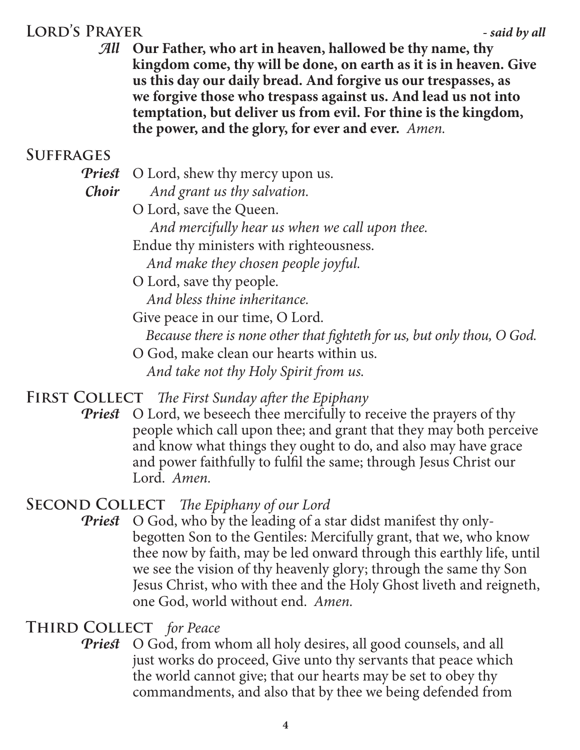## Lord's Prayer *- said by all*

***All*** **Our Father, who art in heaven, hallowed be thy name, thy kingdom come, thy will be done, on earth as it is in heaven. Give us this day our daily bread. And forgive us our trespasses, as we forgive those who trespass against us. And lead us not into temptation, but deliver us from evil. For thine is the kingdom, the power, and the glory, for ever and ever.** *Amen.*

## Suffrages

***Priest*** O Lord, shew thy mercy upon us.
***Choir*** *And grant us thy salvation.*
O Lord, save the Queen.
*And mercifully hear us when we call upon thee.*
Endue thy ministers with righteousness.
*And make they chosen people joyful.*
O Lord, save thy people.
*And bless thine inheritance.*
Give peace in our time, O Lord.
*Because there is none other that fighteth for us, but only thou, O God.*
O God, make clean our hearts within us.
*And take not thy Holy Spirit from us.*

## First Collect *The First Sunday after the Epiphany*

***Priest*** O Lord, we beseech thee mercifully to receive the prayers of thy people which call upon thee; and grant that they may both perceive and know what things they ought to do, and also may have grace and power faithfully to fulfil the same; through Jesus Christ our Lord. *Amen.*

## Second Collect *The Epiphany of our Lord*

***Priest*** O God, who by the leading of a star didst manifest thy only-begotten Son to the Gentiles: Mercifully grant, that we, who know thee now by faith, may be led onward through this earthly life, until we see the vision of thy heavenly glory; through the same thy Son Jesus Christ, who with thee and the Holy Ghost liveth and reigneth, one God, world without end. *Amen.*

## Third Collect *for Peace*

***Priest*** O God, from whom all holy desires, all good counsels, and all just works do proceed, Give unto thy servants that peace which the world cannot give; that our hearts may be set to obey thy commandments, and also that by thee we being defended from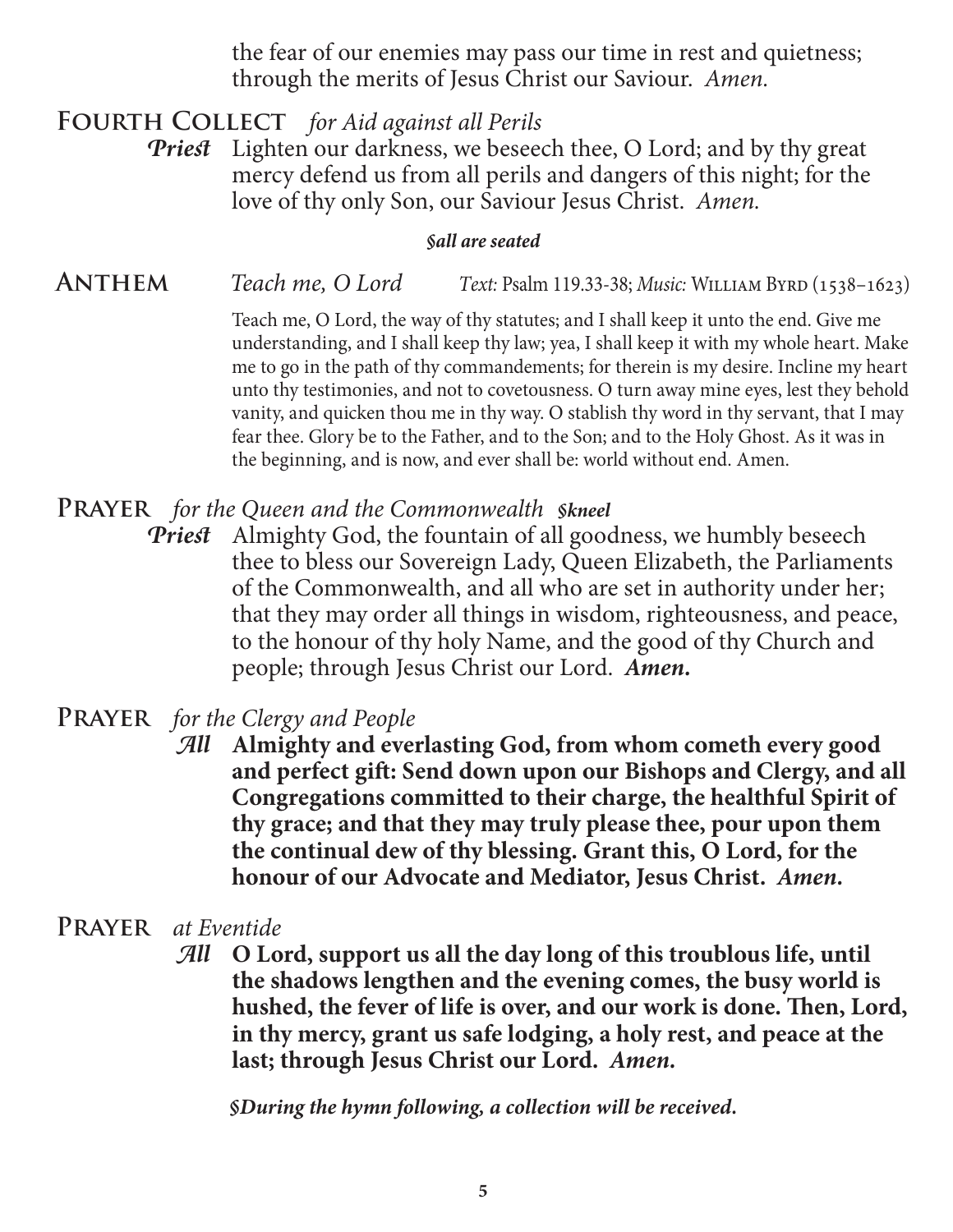the fear of our enemies may pass our time in rest and quietness; through the merits of Jesus Christ our Saviour. *Amen.*

## Fourth Collect *for Aid against all Perils*

***Priest*** Lighten our darkness, we beseech thee, O Lord; and by thy great mercy defend us from all perils and dangers of this night; for the love of thy only Son, our Saviour Jesus Christ. *Amen.*

***§all are seated***

## Anthem *Teach me, O Lord* *Text:* Psalm 119.33-38; *Music:* William Byrd (1538–1623)

Teach me, O Lord, the way of thy statutes; and I shall keep it unto the end. Give me understanding, and I shall keep thy law; yea, I shall keep it with my whole heart. Make me to go in the path of thy commandements; for therein is my desire. Incline my heart unto thy testimonies, and not to covetousness. O turn away mine eyes, lest they behold vanity, and quicken thou me in thy way. O stablish thy word in thy servant, that I may fear thee. Glory be to the Father, and to the Son; and to the Holy Ghost. As it was in the beginning, and is now, and ever shall be: world without end. Amen.

## Prayer *for the Queen and the Commonwealth* ***§kneel***

***Priest*** Almighty God, the fountain of all goodness, we humbly beseech thee to bless our Sovereign Lady, Queen Elizabeth, the Parliaments of the Commonwealth, and all who are set in authority under her; that they may order all things in wisdom, righteousness, and peace, to the honour of thy holy Name, and the good of thy Church and people; through Jesus Christ our Lord. ***Amen.***

## Prayer *for the Clergy and People*

***All*** **Almighty and everlasting God, from whom cometh every good and perfect gift: Send down upon our Bishops and Clergy, and all Congregations committed to their charge, the healthful Spirit of thy grace; and that they may truly please thee, pour upon them the continual dew of thy blessing. Grant this, O Lord, for the honour of our Advocate and Mediator, Jesus Christ.** ***Amen.***

## Prayer *at Eventide*

***All*** **O Lord, support us all the day long of this troublous life, until the shadows lengthen and the evening comes, the busy world is hushed, the fever of life is over, and our work is done. Then, Lord, in thy mercy, grant us safe lodging, a holy rest, and peace at the last; through Jesus Christ our Lord.** ***Amen.***

***§During the hymn following, a collection will be received.***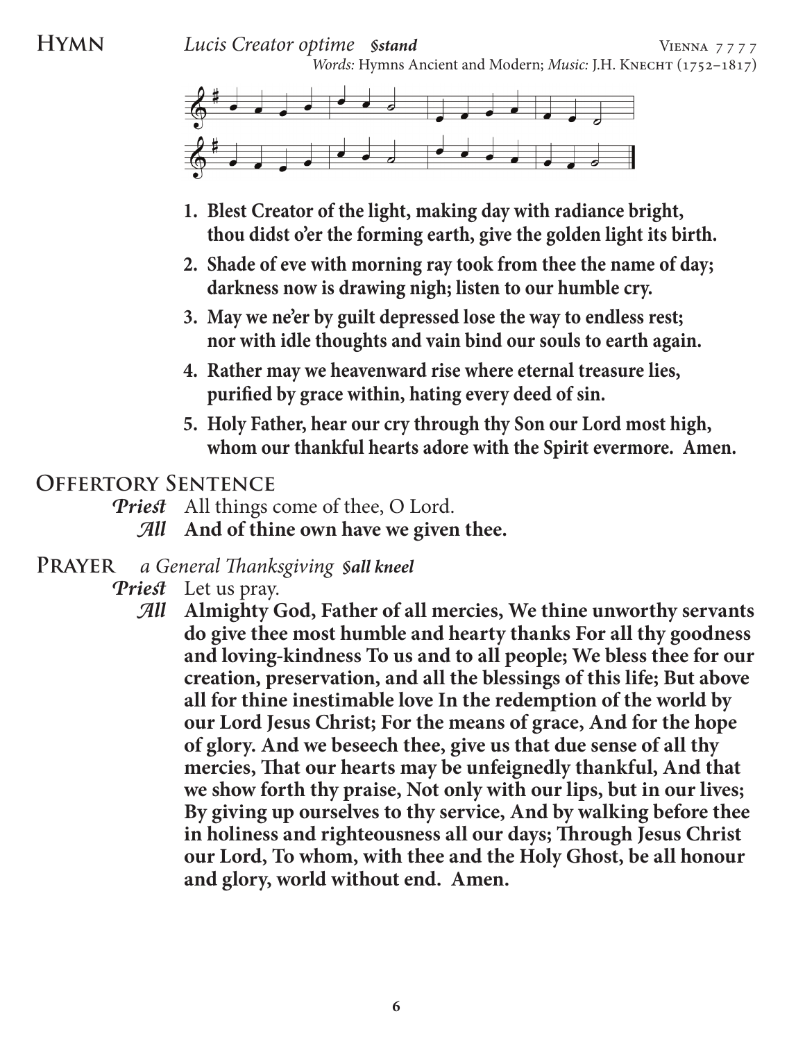## Hymn *Lucis Creator optime* *§stand* Vienna 7 7 7 7

*Words:* Hymns Ancient and Modern; *Music:* J.H. Knecht (1752–1817)

1. **Blest Creator of the light, making day with radiance bright, thou didst o'er the forming earth, give the golden light its birth.**
2. **Shade of eve with morning ray took from thee the name of day; darkness now is drawing nigh; listen to our humble cry.**
3. **May we ne'er by guilt depressed lose the way to endless rest; nor with idle thoughts and vain bind our souls to earth again.**
4. **Rather may we heavenward rise where eternal treasure lies, purified by grace within, hating every deed of sin.**
5. **Holy Father, hear our cry through thy Son our Lord most high, whom our thankful hearts adore with the Spirit evermore. Amen.**

## Offertory Sentence

*Priest* All things come of thee, O Lord.

*All* **And of thine own have we given thee.**

## Prayer *a General Thanksgiving* *§all kneel*

*Priest* Let us pray.

*All* **Almighty God, Father of all mercies, We thine unworthy servants do give thee most humble and hearty thanks For all thy goodness and loving-kindness To us and to all people; We bless thee for our creation, preservation, and all the blessings of this life; But above all for thine inestimable love In the redemption of the world by our Lord Jesus Christ; For the means of grace, And for the hope of glory. And we beseech thee, give us that due sense of all thy mercies, That our hearts may be unfeignedly thankful, And that we show forth thy praise, Not only with our lips, but in our lives; By giving up ourselves to thy service, And by walking before thee in holiness and righteousness all our days; Through Jesus Christ our Lord, To whom, with thee and the Holy Ghost, be all honour and glory, world without end. Amen.**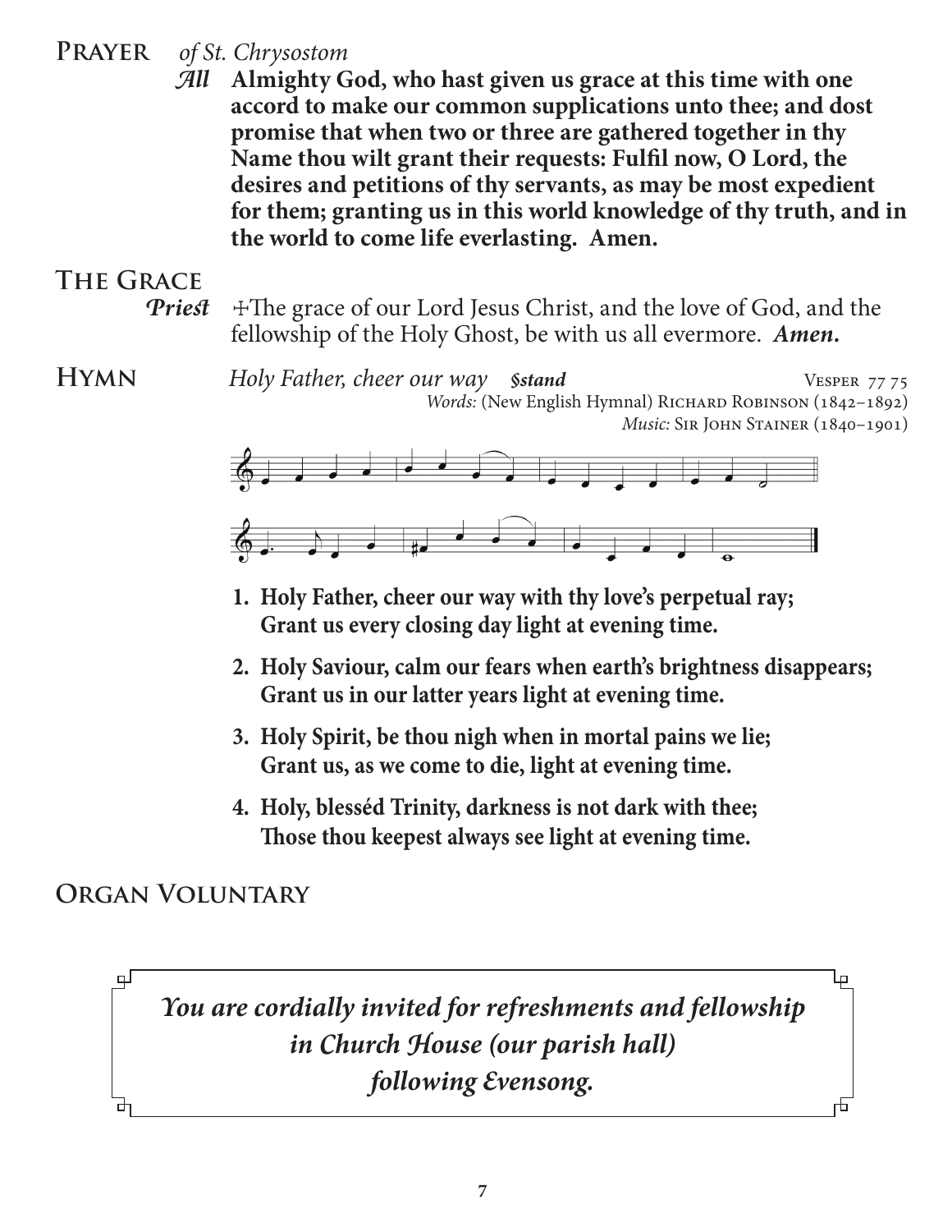## Prayer *of St. Chrysostom*

*All* **Almighty God, who hast given us grace at this time with one accord to make our common supplications unto thee; and dost promise that when two or three are gathered together in thy Name thou wilt grant their requests: Fulfil now, O Lord, the desires and petitions of thy servants, as may be most expedient for them; granting us in this world knowledge of thy truth, and in the world to come life everlasting. Amen.**

## The Grace

***Priest*** ☩The grace of our Lord Jesus Christ, and the love of God, and the fellowship of the Holy Ghost, be with us all evermore. ***Amen.***

## Hymn *Holy Father, cheer our way* ***§stand***

Vesper 77 75

*Words:* (New English Hymnal) Richard Robinson (1842–1892)

*Music:* Sir John Stainer (1840–1901)

1. **Holy Father, cheer our way with thy love's perpetual ray;**
   **Grant us every closing day light at evening time.**

2. **Holy Saviour, calm our fears when earth's brightness disappears;**
   **Grant us in our latter years light at evening time.**

3. **Holy Spirit, be thou nigh when in mortal pains we lie;**
   **Grant us, as we come to die, light at evening time.**

4. **Holy, blesséd Trinity, darkness is not dark with thee;**
   **Those thou keepest always see light at evening time.**

## Organ Voluntary

***You are cordially invited for refreshments and fellowship in Church House (our parish hall) following Evensong.***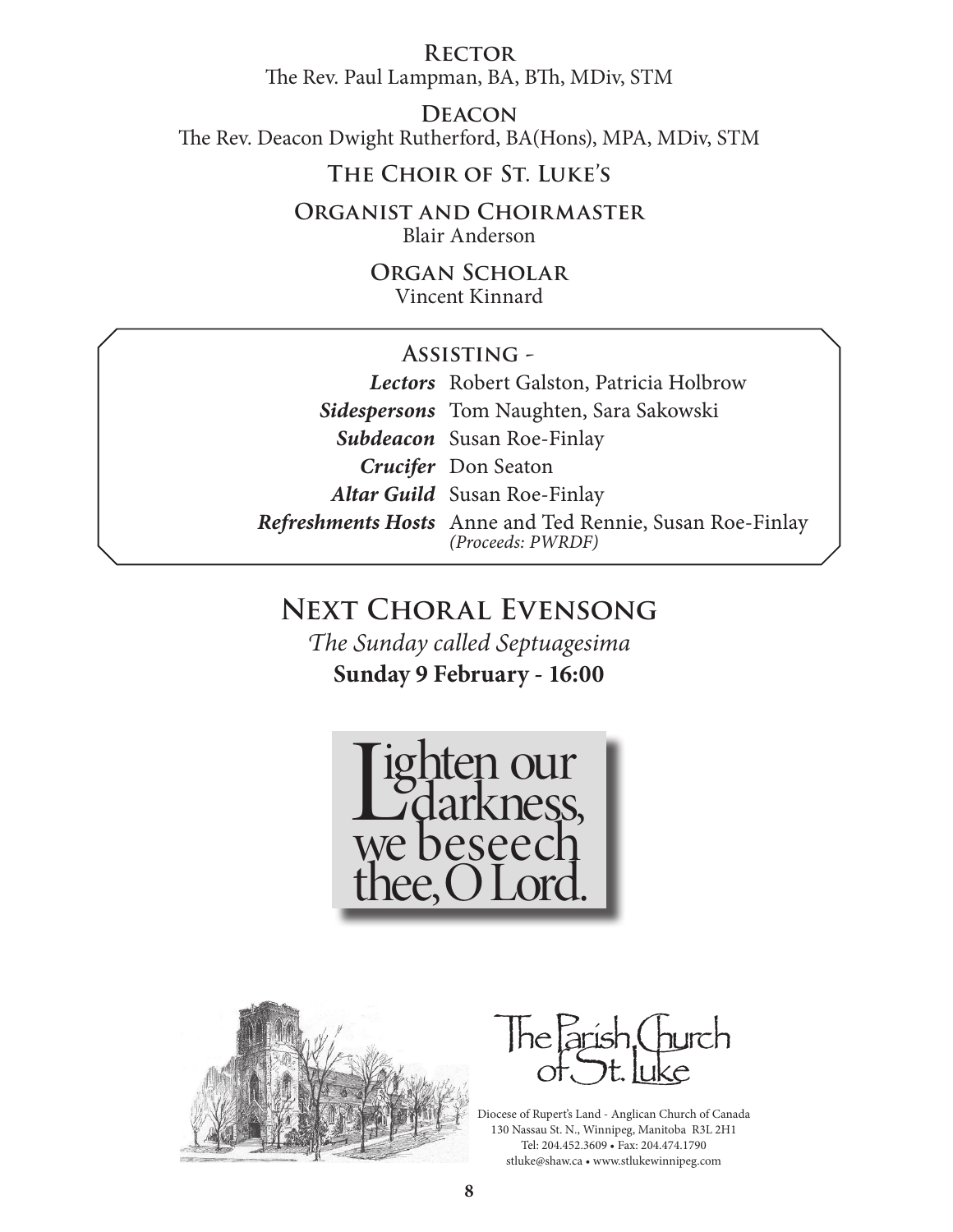**Rector**
The Rev. Paul Lampman, BA, BTh, MDiv, STM

**Deacon**
The Rev. Deacon Dwight Rutherford, BA(Hons), MPA, MDiv, STM

**The Choir of St. Luke's**

**Organist and Choirmaster**
Blair Anderson

**Organ Scholar**
Vincent Kinnard

**Assisting -**

| | |
|---|---|
| ***Lectors*** | Robert Galston, Patricia Holbrow |
| ***Sidespersons*** | Tom Naughten, Sara Sakowski |
| ***Subdeacon*** | Susan Roe-Finlay |
| ***Crucifer*** | Don Seaton |
| ***Altar Guild*** | Susan Roe-Finlay |
| ***Refreshments Hosts*** | Anne and Ted Rennie, Susan Roe-Finlay *(Proceeds: PWRDF)* |

## Next Choral Evensong

*The Sunday called Septuagesima*

**Sunday 9 February - 16:00**

Lighten our darkness, we beseech thee, O Lord.

The Parish Church of St. Luke

Diocese of Rupert's Land - Anglican Church of Canada
130 Nassau St. N., Winnipeg, Manitoba R3L 2H1
Tel: 204.452.3609 • Fax: 204.474.1790
stluke@shaw.ca • www.stlukewinnipeg.com